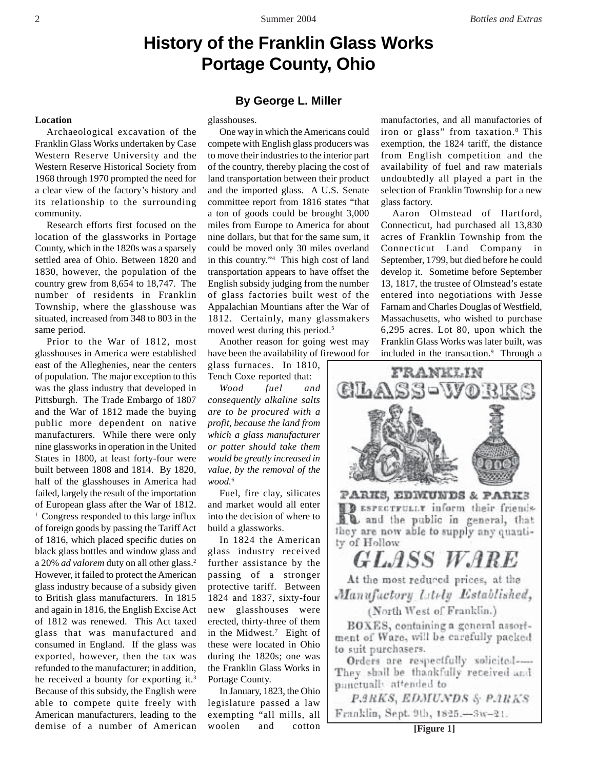# History of the Franklin Glass Works Portage County, Ohio

### By George L. Miller

**Location**

Archaeological excavation of the Franklin Glass Works undertaken by Case Western Reserve University and the Western Reserve Historical Society from 1968 through 1970 prompted the need for a clear view of the factory's history and its relationship to the surrounding community.

Research efforts first focused on the location of the glassworks in Portage County, which in the 1820s was a sparsely settled area of Ohio. Between 1820 and 1830, however, the population of the country grew from 8,654 to 18,747. The number of residents in Franklin Township, where the glasshouse was situated, increased from 348 to 803 in the same period.

Prior to the War of 1812, most glasshouses in America were established east of the Alleghenies, near the centers of population. The major exception to this was the glass industry that developed in Pittsburgh. The Trade Embargo of 1807 and the War of 1812 made the buying public more dependent on native manufacturers. While there were only nine glassworks in operation in the United States in 1800, at least forty-four were built between 1808 and 1814. By 1820, half of the glasshouses in America had failed, largely the result of the importation of European glass after the War of 1812.[1] Congress responded to this large influx of foreign goods by passing the Tariff Act of 1816, which placed specific duties on black glass bottles and window glass and a 20% *ad valorem* duty on all other glass.[2] However, it failed to protect the American glass industry because of a subsidy given to British glass manufacturers. In 1815 and again in 1816, the English Excise Act of 1812 was renewed. This Act taxed glass that was manufactured and consumed in England. If the glass was exported, however, then the tax was refunded to the manufacturer; in addition, he received a bounty for exporting it.[3] Because of this subsidy, the English were able to compete quite freely with American manufacturers, leading to the demise of a number of American glasshouses.

One way in which the Americans could compete with English glass producers was to move their industries to the interior part of the country, thereby placing the cost of land transportation between their product and the imported glass. A U.S. Senate committee report from 1816 states "that a ton of goods could be brought 3,000 miles from Europe to America for about nine dollars, but that for the same sum, it could be moved only 30 miles overland in this country."[4] This high cost of land transportation appears to have offset the English subsidy judging from the number of glass factories built west of the Appalachian Mountians after the War of 1812. Certainly, many glassmakers moved west during this period.[5]

Another reason for going west may have been the availability of firewood for glass furnaces. In 1810, Tench Coxe reported that:

*Wood fuel and consequently alkaline salts are to be procured with a profit, because the land from which a glass manufacturer or potter should take them would be greatly increased in value, by the removal of the wood.*[6]

Fuel, fire clay, silicates and market would all enter into the decision of where to build a glassworks.

In 1824 the American glass industry received further assistance by the passing of a stronger protective tariff. Between 1824 and 1837, sixty-four new glasshouses were erected, thirty-three of them in the Midwest.[7] Eight of these were located in Ohio during the 1820s; one was the Franklin Glass Works in Portage County.

In January, 1823, the Ohio legislature passed a law exempting "all mills, all woolen and cotton manufactories, and all manufactories of iron or glass" from taxation.[8] This exemption, the 1824 tariff, the distance from English competition and the availability of fuel and raw materials undoubtedly all played a part in the selection of Franklin Township for a new glass factory.

Aaron Olmstead of Hartford, Connecticut, had purchased all 13,830 acres of Franklin Township from the Connecticut Land Company in September, 1799, but died before he could develop it. Sometime before September 13, 1817, the trustee of Olmstead's estate entered into negotiations with Jesse Farnam and Charles Douglas of Westfield, Massachusetts, who wished to purchase 6,295 acres. Lot 80, upon which the Franklin Glass Works was later built, was included in the transaction.[9] Through a

FRANKLIN GLASS-WORKS

PARKS, EDMUNDS & PARKS

Respectfully inform their friends and the public in general, that they are now able to supply any quantity of Hollow

GLASS WARE

At the most reduced prices, at the *Manufactory Lately Established,* (North West of Franklin.)

BOXES, containing a general assortment of Ware, will be carefully packed to suit purchasers.

Orders are respectfully solicited.---- They shall be thankfully received and punctually attended to

*PARKS, EDMUNDS & PARKS*

Franklin, Sept. 9th, 1825.—3w—21.

**[Figure 1]**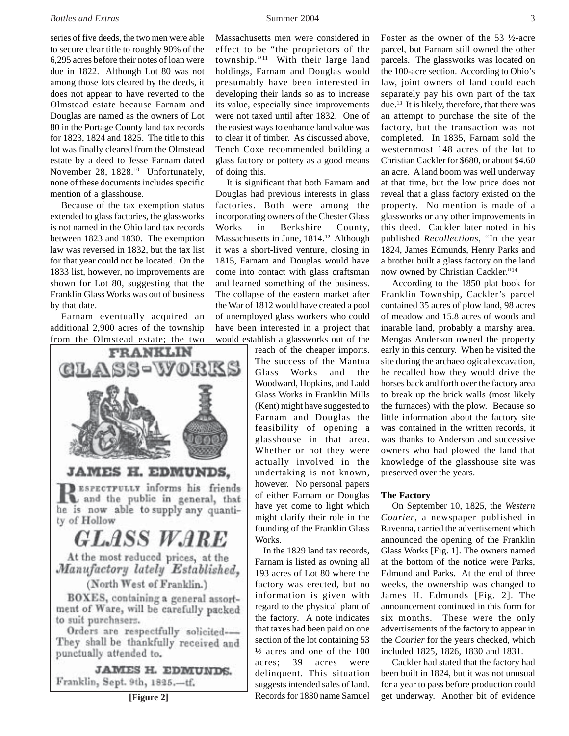series of five deeds, the two men were able to secure clear title to roughly 90% of the 6,295 acres before their notes of loan were due in 1822. Although Lot 80 was not among those lots cleared by the deeds, it does not appear to have reverted to the Olmstead estate because Farnam and Douglas are named as the owners of Lot 80 in the Portage County land tax records for 1823, 1824 and 1825. The title to this lot was finally cleared from the Olmstead estate by a deed to Jesse Farnam dated November 28, 1828.[10] Unfortunately, none of these documents includes specific mention of a glasshouse.

Because of the tax exemption status extended to glass factories, the glassworks is not named in the Ohio land tax records between 1823 and 1830. The exemption law was reversed in 1832, but the tax list for that year could not be located. On the 1833 list, however, no improvements are shown for Lot 80, suggesting that the Franklin Glass Works was out of business by that date.

Farnam eventually acquired an additional 2,900 acres of the township from the Olmstead estate; the two Massachusetts men were considered in effect to be "the proprietors of the township."[11] With their large land holdings, Farnam and Douglas would presumably have been interested in developing their lands so as to increase its value, especially since improvements were not taxed until after 1832. One of the easiest ways to enhance land value was to clear it of timber. As discussed above, Tench Coxe recommended building a glass factory or pottery as a good means of doing this.

It is significant that both Farnam and Douglas had previous interests in glass factories. Both were among the incorporating owners of the Chester Glass Works in Berkshire County, Massachusetts in June, 1814.[12] Although it was a short-lived venture, closing in 1815, Farnam and Douglas would have come into contact with glass craftsman and learned something of the business. The collapse of the eastern market after the War of 1812 would have created a pool of unemployed glass workers who could have been interested in a project that would establish a glassworks out of the reach of the cheaper imports. The success of the Mantua Glass Works and the Woodward, Hopkins, and Ladd Glass Works in Franklin Mills (Kent) might have suggested to Farnam and Douglas the feasibility of opening a glasshouse in that area. Whether or not they were actually involved in the undertaking is not known, however. No personal papers of either Farnam or Douglas have yet come to light which might clarify their role in the founding of the Franklin Glass Works.

In the 1829 land tax records, Farnam is listed as owning all 193 acres of Lot 80 where the factory was erected, but no information is given with regard to the physical plant of the factory. A note indicates that taxes had been paid on one section of the lot containing 53 ½ acres and one of the 100 acres; 39 acres were delinquent. This situation suggests intended sales of land. Records for 1830 name Samuel Foster as the owner of the 53 ½-acre parcel, but Farnam still owned the other parcels. The glassworks was located on the 100-acre section. According to Ohio's law, joint owners of land could each separately pay his own part of the tax due.[13] It is likely, therefore, that there was an attempt to purchase the site of the factory, but the transaction was not completed. In 1835, Farnam sold the westernmost 148 acres of the lot to Christian Cackler for $680, or about $4.60 an acre. A land boom was well underway at that time, but the low price does not reveal that a glass factory existed on the property. No mention is made of a glassworks or any other improvements in this deed. Cackler later noted in his published *Recollections*, "In the year 1824, James Edmunds, Henry Parks and a brother built a glass factory on the land now owned by Christian Cackler."[14]

According to the 1850 plat book for Franklin Township, Cackler's parcel contained 35 acres of plow land, 98 acres of meadow and 15.8 acres of woods and inarable land, probably a marshy area. Mengas Anderson owned the property early in this century. When he visited the site during the archaeological excavation, he recalled how they would drive the horses back and forth over the factory area to break up the brick walls (most likely the furnaces) with the plow. Because so little information about the factory site was contained in the written records, it was thanks to Anderson and successive owners who had plowed the land that knowledge of the glasshouse site was preserved over the years.

FRANKLIN GLASS-WORKS

JAMES H. EDMUNDS,

RESPECTFULLY informs his friends and the public in general, that he is now able to supply any quantity of Hollow

GLASS WARE

At the most reduced prices, at the *Manufactory lately Established,* (North West of Franklin.)

BOXES, containing a general assortment of Ware, will be carefully packed to suit purchasers.

Orders are respectfully solicited—— They shall be thankfully received and punctually attended to.

JAMES H. EDMUNDS.
Franklin, Sept. 9th, 1825.—tf.

**[Figure 2]**

**The Factory**

On September 10, 1825, the *Western Courier*, a newspaper published in Ravenna, carried the advertisement which announced the opening of the Franklin Glass Works [Fig. 1]. The owners named at the bottom of the notice were Parks, Edmund and Parks. At the end of three weeks, the ownership was changed to James H. Edmunds [Fig. 2]. The announcement continued in this form for six months. These were the only advertisements of the factory to appear in the *Courier* for the years checked, which included 1825, 1826, 1830 and 1831.

Cackler had stated that the factory had been built in 1824, but it was not unusual for a year to pass before production could get underway. Another bit of evidence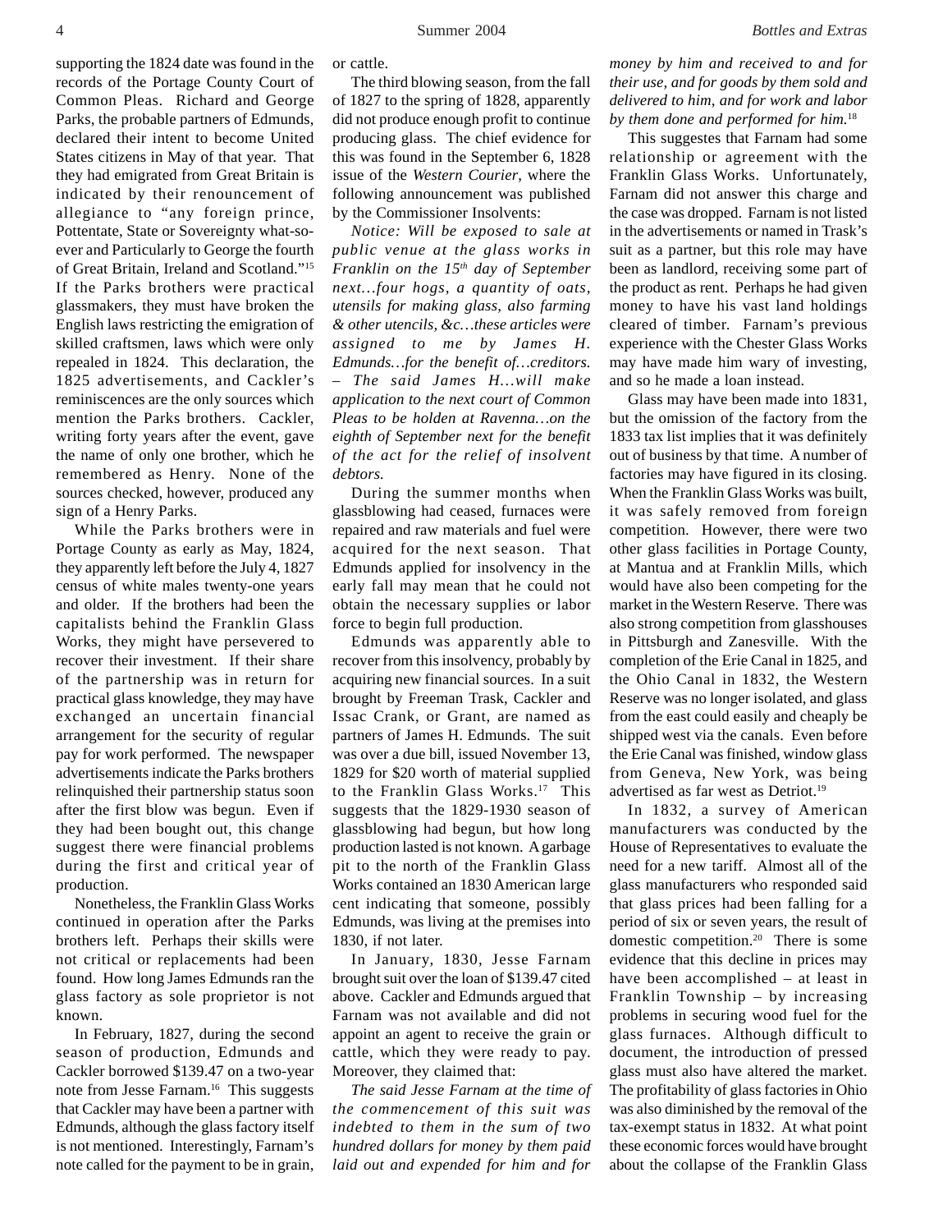supporting the 1824 date was found in the records of the Portage County Court of Common Pleas. Richard and George Parks, the probable partners of Edmunds, declared their intent to become United States citizens in May of that year. That they had emigrated from Great Britain is indicated by their renouncement of allegiance to "any foreign prince, Pottentate, State or Sovereignty what-so-ever and Particularly to George the fourth of Great Britain, Ireland and Scotland."[15] If the Parks brothers were practical glassmakers, they must have broken the English laws restricting the emigration of skilled craftsmen, laws which were only repealed in 1824. This declaration, the 1825 advertisements, and Cackler's reminiscences are the only sources which mention the Parks brothers. Cackler, writing forty years after the event, gave the name of only one brother, which he remembered as Henry. None of the sources checked, however, produced any sign of a Henry Parks.

While the Parks brothers were in Portage County as early as May, 1824, they apparently left before the July 4, 1827 census of white males twenty-one years and older. If the brothers had been the capitalists behind the Franklin Glass Works, they might have persevered to recover their investment. If their share of the partnership was in return for practical glass knowledge, they may have exchanged an uncertain financial arrangement for the security of regular pay for work performed. The newspaper advertisements indicate the Parks brothers relinquished their partnership status soon after the first blow was begun. Even if they had been bought out, this change suggest there were financial problems during the first and critical year of production.

Nonetheless, the Franklin Glass Works continued in operation after the Parks brothers left. Perhaps their skills were not critical or replacements had been found. How long James Edmunds ran the glass factory as sole proprietor is not known.

In February, 1827, during the second season of production, Edmunds and Cackler borrowed $139.47 on a two-year note from Jesse Farnam.[16] This suggests that Cackler may have been a partner with Edmunds, although the glass factory itself is not mentioned. Interestingly, Farnam's note called for the payment to be in grain, or cattle.

The third blowing season, from the fall of 1827 to the spring of 1828, apparently did not produce enough profit to continue producing glass. The chief evidence for this was found in the September 6, 1828 issue of the *Western Courier*, where the following announcement was published by the Commissioner Insolvents:

*Notice: Will be exposed to sale at public venue at the glass works in Franklin on the 15th day of September next…four hogs, a quantity of oats, utensils for making glass, also farming & other utencils, &c…these articles were assigned to me by James H. Edmunds…for the benefit of…creditors. – The said James H…will make application to the next court of Common Pleas to be holden at Ravenna…on the eighth of September next for the benefit of the act for the relief of insolvent debtors.*

During the summer months when glassblowing had ceased, furnaces were repaired and raw materials and fuel were acquired for the next season. That Edmunds applied for insolvency in the early fall may mean that he could not obtain the necessary supplies or labor force to begin full production.

Edmunds was apparently able to recover from this insolvency, probably by acquiring new financial sources. In a suit brought by Freeman Trask, Cackler and Issac Crank, or Grant, are named as partners of James H. Edmunds. The suit was over a due bill, issued November 13, 1829 for $20 worth of material supplied to the Franklin Glass Works.[17] This suggests that the 1829-1930 season of glassblowing had begun, but how long production lasted is not known. A garbage pit to the north of the Franklin Glass Works contained an 1830 American large cent indicating that someone, possibly Edmunds, was living at the premises into 1830, if not later.

In January, 1830, Jesse Farnam brought suit over the loan of $139.47 cited above. Cackler and Edmunds argued that Farnam was not available and did not appoint an agent to receive the grain or cattle, which they were ready to pay. Moreover, they claimed that:

*The said Jesse Farnam at the time of the commencement of this suit was indebted to them in the sum of two hundred dollars for money by them paid laid out and expended for him and for money by him and received to and for their use, and for goods by them sold and delivered to him, and for work and labor by them done and performed for him.*[18]

This suggestes that Farnam had some relationship or agreement with the Franklin Glass Works. Unfortunately, Farnam did not answer this charge and the case was dropped. Farnam is not listed in the advertisements or named in Trask's suit as a partner, but this role may have been as landlord, receiving some part of the product as rent. Perhaps he had given money to have his vast land holdings cleared of timber. Farnam's previous experience with the Chester Glass Works may have made him wary of investing, and so he made a loan instead.

Glass may have been made into 1831, but the omission of the factory from the 1833 tax list implies that it was definitely out of business by that time. A number of factories may have figured in its closing. When the Franklin Glass Works was built, it was safely removed from foreign competition. However, there were two other glass facilities in Portage County, at Mantua and at Franklin Mills, which would have also been competing for the market in the Western Reserve. There was also strong competition from glasshouses in Pittsburgh and Zanesville. With the completion of the Erie Canal in 1825, and the Ohio Canal in 1832, the Western Reserve was no longer isolated, and glass from the east could easily and cheaply be shipped west via the canals. Even before the Erie Canal was finished, window glass from Geneva, New York, was being advertised as far west as Detriot.[19]

In 1832, a survey of American manufacturers was conducted by the House of Representatives to evaluate the need for a new tariff. Almost all of the glass manufacturers who responded said that glass prices had been falling for a period of six or seven years, the result of domestic competition.[20] There is some evidence that this decline in prices may have been accomplished – at least in Franklin Township – by increasing problems in securing wood fuel for the glass furnaces. Although difficult to document, the introduction of pressed glass must also have altered the market. The profitability of glass factories in Ohio was also diminished by the removal of the tax-exempt status in 1832. At what point these economic forces would have brought about the collapse of the Franklin Glass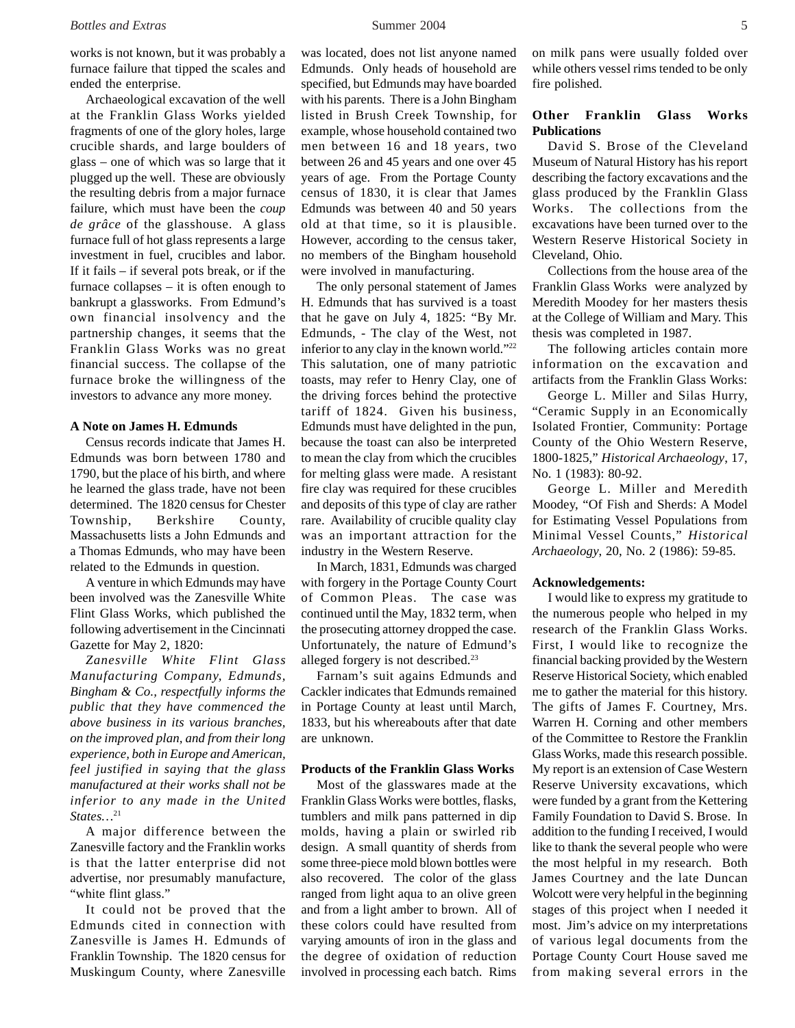works is not known, but it was probably a furnace failure that tipped the scales and ended the enterprise.

Archaeological excavation of the well at the Franklin Glass Works yielded fragments of one of the glory holes, large crucible shards, and large boulders of glass – one of which was so large that it plugged up the well. These are obviously the resulting debris from a major furnace failure, which must have been the *coup de grâce* of the glasshouse. A glass furnace full of hot glass represents a large investment in fuel, crucibles and labor. If it fails – if several pots break, or if the furnace collapses – it is often enough to bankrupt a glassworks. From Edmund's own financial insolvency and the partnership changes, it seems that the Franklin Glass Works was no great financial success. The collapse of the furnace broke the willingness of the investors to advance any more money.

**A Note on James H. Edmunds**

Census records indicate that James H. Edmunds was born between 1780 and 1790, but the place of his birth, and where he learned the glass trade, have not been determined. The 1820 census for Chester Township, Berkshire County, Massachusetts lists a John Edmunds and a Thomas Edmunds, who may have been related to the Edmunds in question.

A venture in which Edmunds may have been involved was the Zanesville White Flint Glass Works, which published the following advertisement in the Cincinnati Gazette for May 2, 1820:

*Zanesville White Flint Glass Manufacturing Company, Edmunds, Bingham & Co., respectfully informs the public that they have commenced the above business in its various branches, on the improved plan, and from their long experience, both in Europe and American, feel justified in saying that the glass manufactured at their works shall not be inferior to any made in the United States…*[21]

A major difference between the Zanesville factory and the Franklin works is that the latter enterprise did not advertise, nor presumably manufacture, "white flint glass."

It could not be proved that the Edmunds cited in connection with Zanesville is James H. Edmunds of Franklin Township. The 1820 census for Muskingum County, where Zanesville was located, does not list anyone named Edmunds. Only heads of household are specified, but Edmunds may have boarded with his parents. There is a John Bingham listed in Brush Creek Township, for example, whose household contained two men between 16 and 18 years, two between 26 and 45 years and one over 45 years of age. From the Portage County census of 1830, it is clear that James Edmunds was between 40 and 50 years old at that time, so it is plausible. However, according to the census taker, no members of the Bingham household were involved in manufacturing.

The only personal statement of James H. Edmunds that has survived is a toast that he gave on July 4, 1825: "By Mr. Edmunds, - The clay of the West, not inferior to any clay in the known world."[22] This salutation, one of many patriotic toasts, may refer to Henry Clay, one of the driving forces behind the protective tariff of 1824. Given his business, Edmunds must have delighted in the pun, because the toast can also be interpreted to mean the clay from which the crucibles for melting glass were made. A resistant fire clay was required for these crucibles and deposits of this type of clay are rather rare. Availability of crucible quality clay was an important attraction for the industry in the Western Reserve.

In March, 1831, Edmunds was charged with forgery in the Portage County Court of Common Pleas. The case was continued until the May, 1832 term, when the prosecuting attorney dropped the case. Unfortunately, the nature of Edmund's alleged forgery is not described.[23]

Farnam's suit agains Edmunds and Cackler indicates that Edmunds remained in Portage County at least until March, 1833, but his whereabouts after that date are unknown.

**Products of the Franklin Glass Works**

Most of the glasswares made at the Franklin Glass Works were bottles, flasks, tumblers and milk pans patterned in dip molds, having a plain or swirled rib design. A small quantity of sherds from some three-piece mold blown bottles were also recovered. The color of the glass ranged from light aqua to an olive green and from a light amber to brown. All of these colors could have resulted from varying amounts of iron in the glass and the degree of oxidation of reduction involved in processing each batch. Rims on milk pans were usually folded over while others vessel rims tended to be only fire polished.

**Other Franklin Glass Works Publications**

David S. Brose of the Cleveland Museum of Natural History has his report describing the factory excavations and the glass produced by the Franklin Glass Works. The collections from the excavations have been turned over to the Western Reserve Historical Society in Cleveland, Ohio.

Collections from the house area of the Franklin Glass Works were analyzed by Meredith Moodey for her masters thesis at the College of William and Mary. This thesis was completed in 1987.

The following articles contain more information on the excavation and artifacts from the Franklin Glass Works:

George L. Miller and Silas Hurry, "Ceramic Supply in an Economically Isolated Frontier, Community: Portage County of the Ohio Western Reserve, 1800-1825," *Historical Archaeology*, 17, No. 1 (1983): 80-92.

George L. Miller and Meredith Moodey, "Of Fish and Sherds: A Model for Estimating Vessel Populations from Minimal Vessel Counts," *Historical Archaeology*, 20, No. 2 (1986): 59-85.

**Acknowledgements:**

I would like to express my gratitude to the numerous people who helped in my research of the Franklin Glass Works. First, I would like to recognize the financial backing provided by the Western Reserve Historical Society, which enabled me to gather the material for this history. The gifts of James F. Courtney, Mrs. Warren H. Corning and other members of the Committee to Restore the Franklin Glass Works, made this research possible. My report is an extension of Case Western Reserve University excavations, which were funded by a grant from the Kettering Family Foundation to David S. Brose. In addition to the funding I received, I would like to thank the several people who were the most helpful in my research. Both James Courtney and the late Duncan Wolcott were very helpful in the beginning stages of this project when I needed it most. Jim's advice on my interpretations of various legal documents from the Portage County Court House saved me from making several errors in the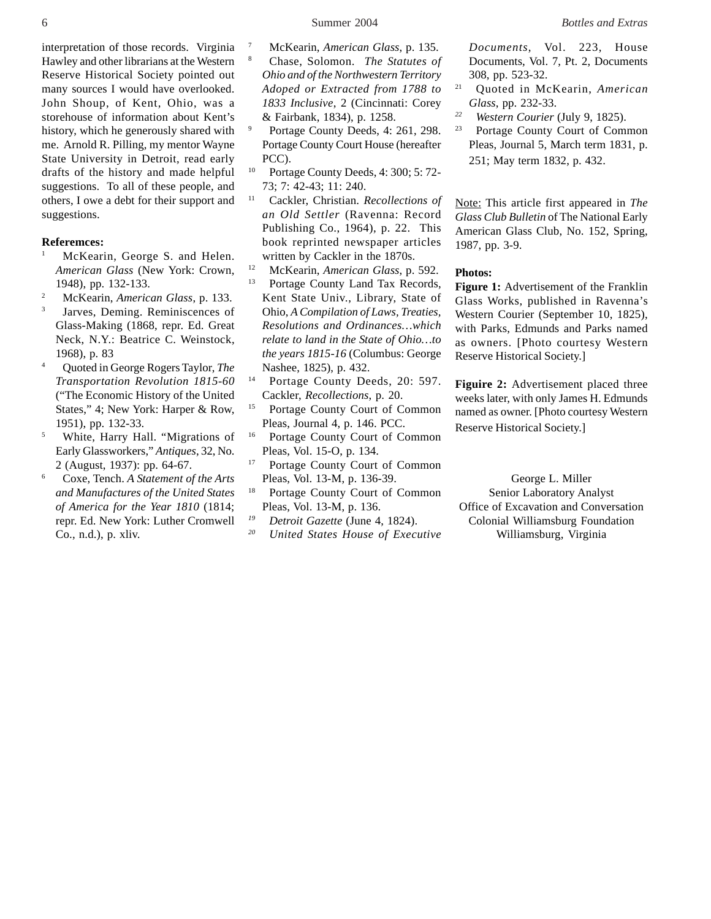interpretation of those records. Virginia Hawley and other librarians at the Western Reserve Historical Society pointed out many sources I would have overlooked. John Shoup, of Kent, Ohio, was a storehouse of information about Kent's history, which he generously shared with me. Arnold R. Pilling, my mentor Wayne State University in Detroit, read early drafts of the history and made helpful suggestions. To all of these people, and others, I owe a debt for their support and suggestions.

**Referemces:**

1. McKearin, George S. and Helen. *American Glass* (New York: Crown, 1948), pp. 132-133.
2. McKearin, *American Glass*, p. 133.
3. Jarves, Deming. Reminiscences of Glass-Making (1868, repr. Ed. Great Neck, N.Y.: Beatrice C. Weinstock, 1968), p. 83
4. Quoted in George Rogers Taylor, *The Transportation Revolution 1815-60* ("The Economic History of the United States," 4; New York: Harper & Row, 1951), pp. 132-33.
5. White, Harry Hall. "Migrations of Early Glassworkers," *Antiques*, 32, No. 2 (August, 1937): pp. 64-67.
6. Coxe, Tench. *A Statement of the Arts and Manufactures of the United States of America for the Year 1810* (1814; repr. Ed. New York: Luther Cromwell Co., n.d.), p. xliv.
7. McKearin, *American Glass*, p. 135.
8. Chase, Solomon. *The Statutes of Ohio and of the Northwestern Territory Adoped or Extracted from 1788 to 1833 Inclusive*, 2 (Cincinnati: Corey & Fairbank, 1834), p. 1258.
9. Portage County Deeds, 4: 261, 298. Portage County Court House (hereafter PCC).
10. Portage County Deeds, 4: 300; 5: 72-73; 7: 42-43; 11: 240.
11. Cackler, Christian. *Recollections of an Old Settler* (Ravenna: Record Publishing Co., 1964), p. 22. This book reprinted newspaper articles written by Cackler in the 1870s.
12. McKearin, *American Glass*, p. 592.
13. Portage County Land Tax Records, Kent State Univ., Library, State of Ohio, *A Compilation of Laws, Treaties, Resolutions and Ordinances…which relate to land in the State of Ohio…to the years 1815-16* (Columbus: George Nashee, 1825), p. 432.
14. Portage County Deeds, 20: 597. Cackler, *Recollections*, p. 20.
15. Portage County Court of Common Pleas, Journal 4, p. 146. PCC.
16. Portage County Court of Common Pleas, Vol. 15-O, p. 134.
17. Portage County Court of Common Pleas, Vol. 13-M, p. 136-39.
18. Portage County Court of Common Pleas, Vol. 13-M, p. 136.
19. *Detroit Gazette* (June 4, 1824).
20. *United States House of Executive Documents*, Vol. 223, House Documents, Vol. 7, Pt. 2, Documents 308, pp. 523-32.
21. Quoted in McKearin, *American Glass*, pp. 232-33.
22. *Western Courier* (July 9, 1825).
23. Portage County Court of Common Pleas, Journal 5, March term 1831, p. 251; May term 1832, p. 432.

Note: This article first appeared in *The Glass Club Bulletin* of The National Early American Glass Club, No. 152, Spring, 1987, pp. 3-9.

**Photos:**

**Figure 1:** Advertisement of the Franklin Glass Works, published in Ravenna's Western Courier (September 10, 1825), with Parks, Edmunds and Parks named as owners. [Photo courtesy Western Reserve Historical Society.]

**Figuire 2:** Advertisement placed three weeks later, with only James H. Edmunds named as owner. [Photo courtesy Western Reserve Historical Society.]

George L. Miller
Senior Laboratory Analyst
Office of Excavation and Conversation
Colonial Williamsburg Foundation
Williamsburg, Virginia